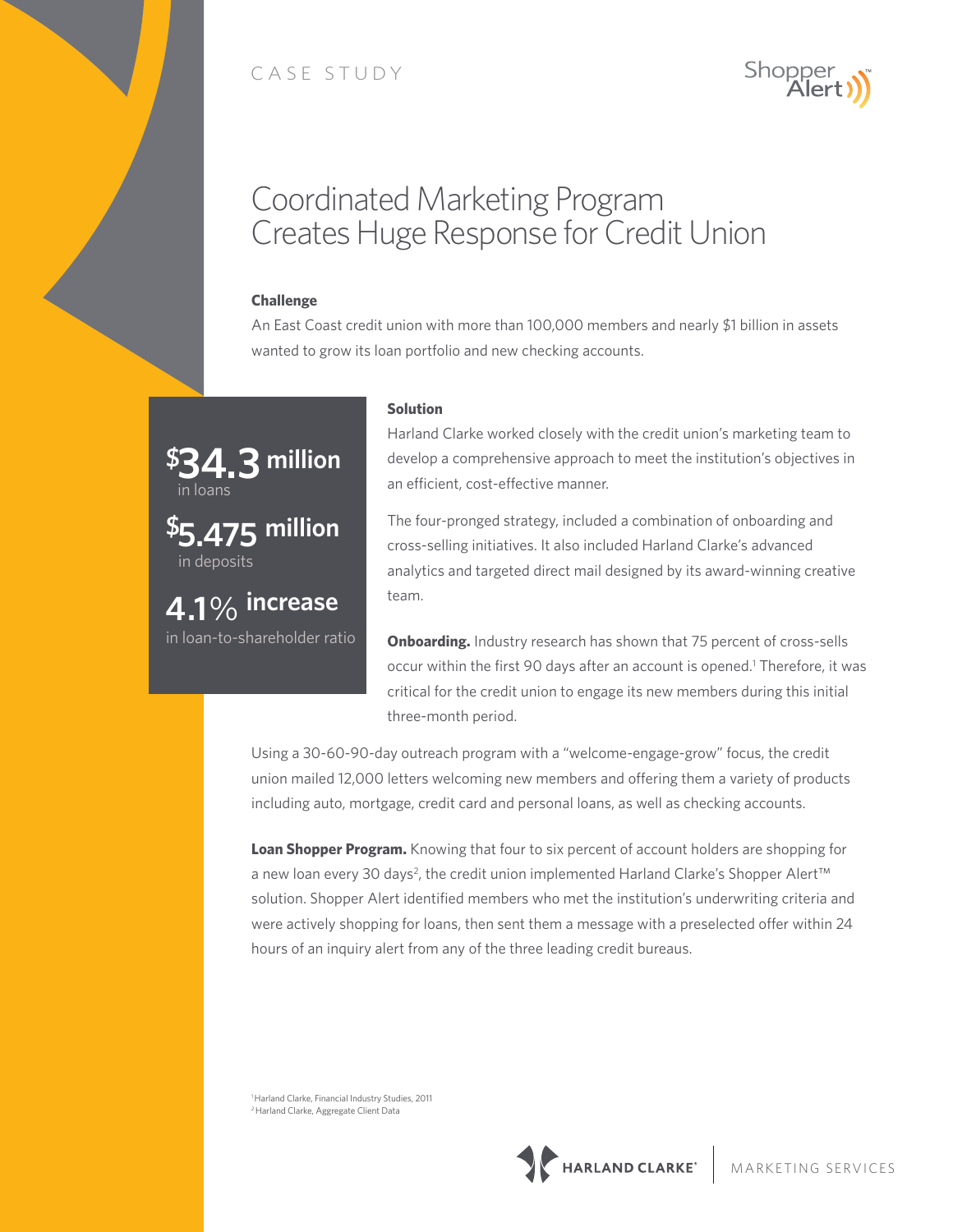CASE STUDY

Shopper Alert™

# Coordinated Marketing Program Creates Huge Response for Credit Union

**Challenge**

An East Coast credit union with more than 100,000 members and nearly $1 billion in assets wanted to grow its loan portfolio and new checking accounts.

**$34.3 million** in loans

**$5.475 million** in deposits

**4.1% increase** in loan-to-shareholder ratio

**Solution**

Harland Clarke worked closely with the credit union's marketing team to develop a comprehensive approach to meet the institution's objectives in an efficient, cost-effective manner.

The four-pronged strategy, included a combination of onboarding and cross-selling initiatives. It also included Harland Clarke's advanced analytics and targeted direct mail designed by its award-winning creative team.

**Onboarding.** Industry research has shown that 75 percent of cross-sells occur within the first 90 days after an account is opened.[1] Therefore, it was critical for the credit union to engage its new members during this initial three-month period.

Using a 30-60-90-day outreach program with a "welcome-engage-grow" focus, the credit union mailed 12,000 letters welcoming new members and offering them a variety of products including auto, mortgage, credit card and personal loans, as well as checking accounts.

**Loan Shopper Program.** Knowing that four to six percent of account holders are shopping for a new loan every 30 days[2], the credit union implemented Harland Clarke's Shopper Alert™ solution. Shopper Alert identified members who met the institution's underwriting criteria and were actively shopping for loans, then sent them a message with a preselected offer within 24 hours of an inquiry alert from any of the three leading credit bureaus.

[1] Harland Clarke, Financial Industry Studies, 2011

[2] Harland Clarke, Aggregate Client Data

HARLAND CLARKE® | MARKETING SERVICES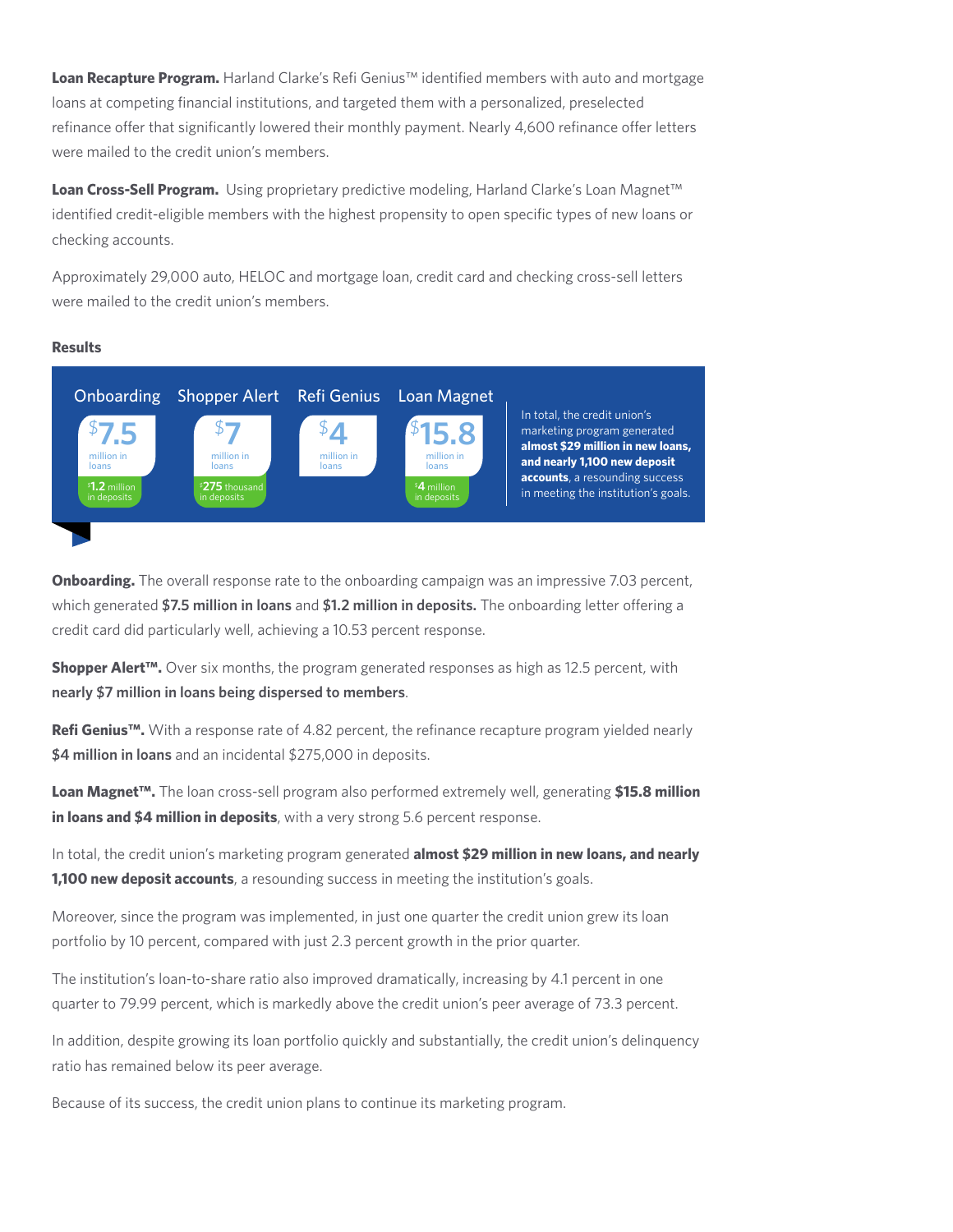**Loan Recapture Program.** Harland Clarke's Refi Genius™ identified members with auto and mortgage loans at competing financial institutions, and targeted them with a personalized, preselected refinance offer that significantly lowered their monthly payment. Nearly 4,600 refinance offer letters were mailed to the credit union's members.

**Loan Cross-Sell Program.** Using proprietary predictive modeling, Harland Clarke's Loan Magnet™ identified credit-eligible members with the highest propensity to open specific types of new loans or checking accounts.

Approximately 29,000 auto, HELOC and mortgage loan, credit card and checking cross-sell letters were mailed to the credit union's members.

**Results**

| Onboarding | Shopper Alert | Refi Genius | Loan Magnet |
|---|---|---|---|
| $7.5 million in loans | $7 million in loans | $4 million in loans | $15.8 million in loans |
| $1.2 million in deposits | $275 thousand in deposits | | $4 million in deposits |

In total, the credit union's marketing program generated **almost $29 million in new loans, and nearly 1,100 new deposit accounts**, a resounding success in meeting the institution's goals.

**Onboarding.** The overall response rate to the onboarding campaign was an impressive 7.03 percent, which generated **$7.5 million in loans** and **$1.2 million in deposits.** The onboarding letter offering a credit card did particularly well, achieving a 10.53 percent response.

**Shopper Alert™.** Over six months, the program generated responses as high as 12.5 percent, with **nearly $7 million in loans being dispersed to members**.

**Refi Genius™.** With a response rate of 4.82 percent, the refinance recapture program yielded nearly **$4 million in loans** and an incidental $275,000 in deposits.

**Loan Magnet™.** The loan cross-sell program also performed extremely well, generating **$15.8 million in loans and $4 million in deposits**, with a very strong 5.6 percent response.

In total, the credit union's marketing program generated **almost $29 million in new loans, and nearly 1,100 new deposit accounts**, a resounding success in meeting the institution's goals.

Moreover, since the program was implemented, in just one quarter the credit union grew its loan portfolio by 10 percent, compared with just 2.3 percent growth in the prior quarter.

The institution's loan-to-share ratio also improved dramatically, increasing by 4.1 percent in one quarter to 79.99 percent, which is markedly above the credit union's peer average of 73.3 percent.

In addition, despite growing its loan portfolio quickly and substantially, the credit union's delinquency ratio has remained below its peer average.

Because of its success, the credit union plans to continue its marketing program.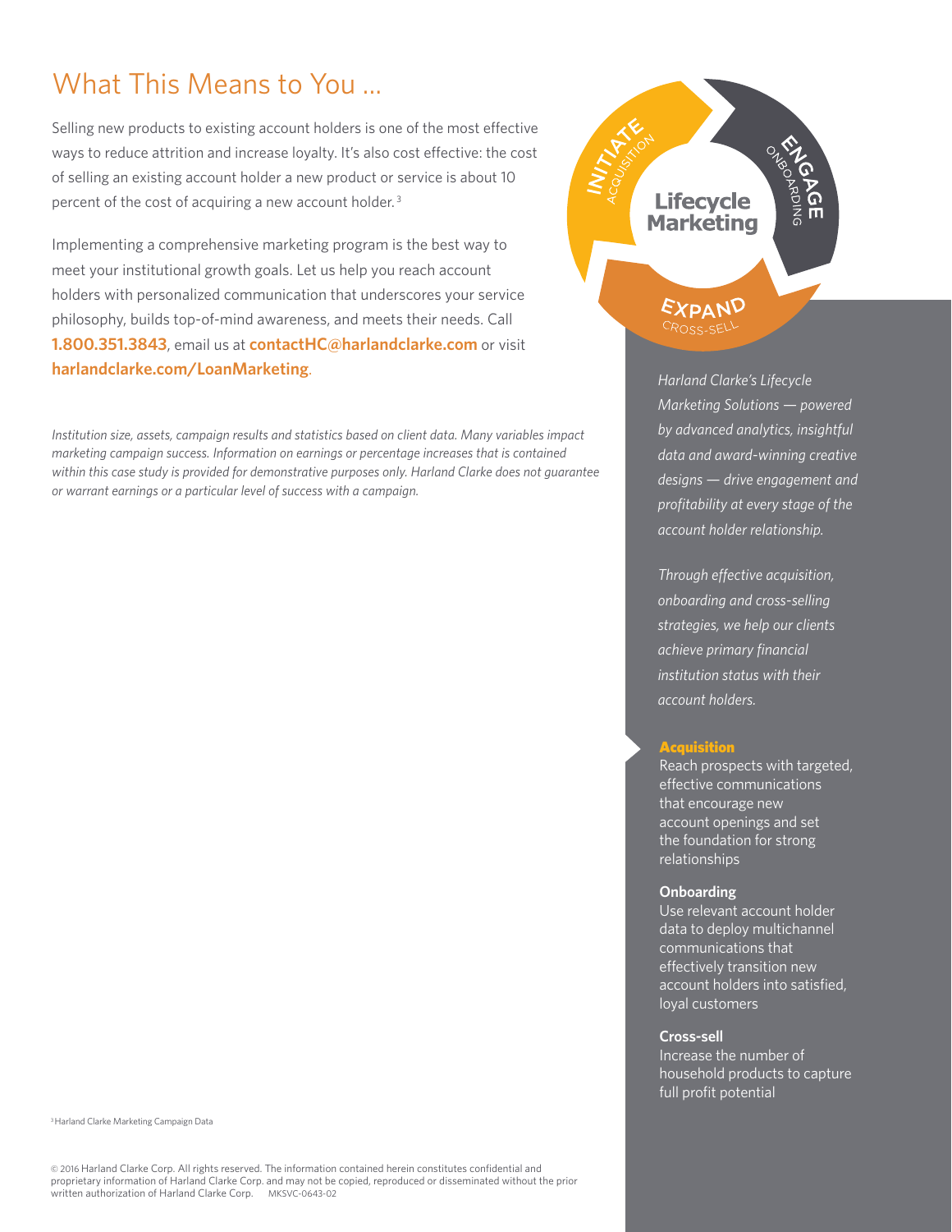## What This Means to You ...

Selling new products to existing account holders is one of the most effective ways to reduce attrition and increase loyalty. It's also cost effective: the cost of selling an existing account holder a new product or service is about 10 percent of the cost of acquiring a new account holder.[3]

Implementing a comprehensive marketing program is the best way to meet your institutional growth goals. Let us help you reach account holders with personalized communication that underscores your service philosophy, builds top-of-mind awareness, and meets their needs. Call **1.800.351.3843**, email us at **contactHC@harlandclarke.com** or visit **harlandclarke.com/LoanMarketing**.

*Institution size, assets, campaign results and statistics based on client data. Many variables impact marketing campaign success. Information on earnings or percentage increases that is contained within this case study is provided for demonstrative purposes only. Harland Clarke does not guarantee or warrant earnings or a particular level of success with a campaign.*

Lifecycle Marketing

INITIATE
ACQUISITION

ENGAGE
ONBOARDING

EXPAND
CROSS-SELL

*Harland Clarke's Lifecycle Marketing Solutions — powered by advanced analytics, insightful data and award-winning creative designs — drive engagement and profitability at every stage of the account holder relationship.*

*Through effective acquisition, onboarding and cross-selling strategies, we help our clients achieve primary financial institution status with their account holders.*

**Acquisition**
Reach prospects with targeted, effective communications that encourage new account openings and set the foundation for strong relationships

**Onboarding**
Use relevant account holder data to deploy multichannel communications that effectively transition new account holders into satisfied, loyal customers

**Cross-sell**
Increase the number of household products to capture full profit potential

[3] Harland Clarke Marketing Campaign Data

© 2016 Harland Clarke Corp. All rights reserved. The information contained herein constitutes confidential and proprietary information of Harland Clarke Corp. and may not be copied, reproduced or disseminated without the prior written authorization of Harland Clarke Corp. MKSVC-0643-02